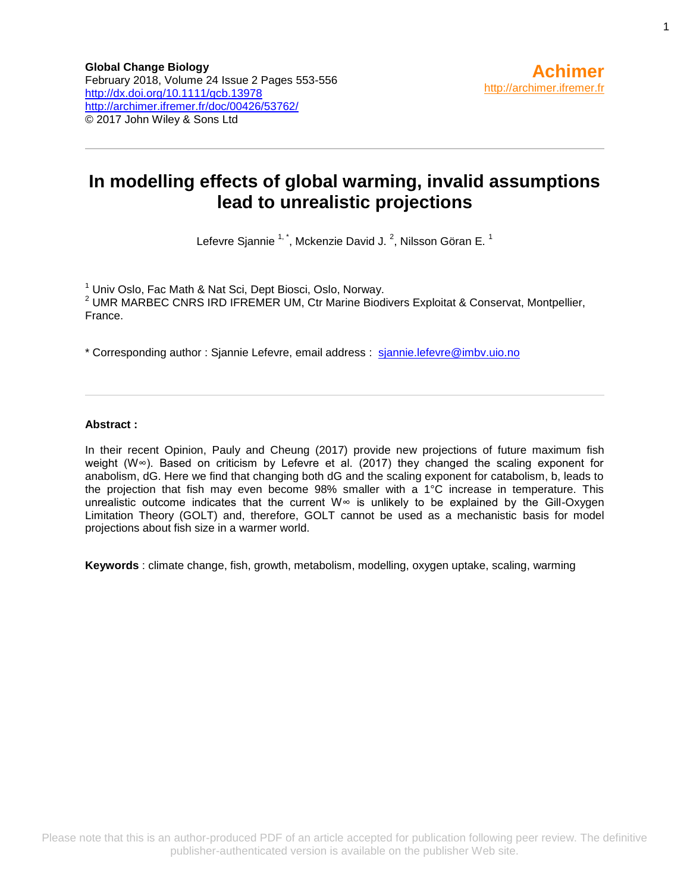**Global Change Biology**
February 2018, Volume 24 Issue 2 Pages 553-556
http://dx.doi.org/10.1111/gcb.13978
http://archimer.ifremer.fr/doc/00426/53762/
© 2017 John Wiley & Sons Ltd

**Achimer**
http://archimer.ifremer.fr

# In modelling effects of global warming, invalid assumptions lead to unrealistic projections

Lefevre Sjannie [1,*], Mckenzie David J. [2], Nilsson Göran E. [1]

[1] Univ Oslo, Fac Math & Nat Sci, Dept Biosci, Oslo, Norway.
[2] UMR MARBEC CNRS IRD IFREMER UM, Ctr Marine Biodivers Exploitat & Conservat, Montpellier, France.

\* Corresponding author : Sjannie Lefevre, email address : sjannie.lefevre@imbv.uio.no

**Abstract :**

In their recent Opinion, Pauly and Cheung (2017) provide new projections of future maximum fish weight ($W_\infty$). Based on criticism by Lefevre et al. (2017) they changed the scaling exponent for anabolism, dG. Here we find that changing both dG and the scaling exponent for catabolism, b, leads to the projection that fish may even become 98% smaller with a 1°C increase in temperature. This unrealistic outcome indicates that the current $W_\infty$ is unlikely to be explained by the Gill-Oxygen Limitation Theory (GOLT) and, therefore, GOLT cannot be used as a mechanistic basis for model projections about fish size in a warmer world.

**Keywords** : climate change, fish, growth, metabolism, modelling, oxygen uptake, scaling, warming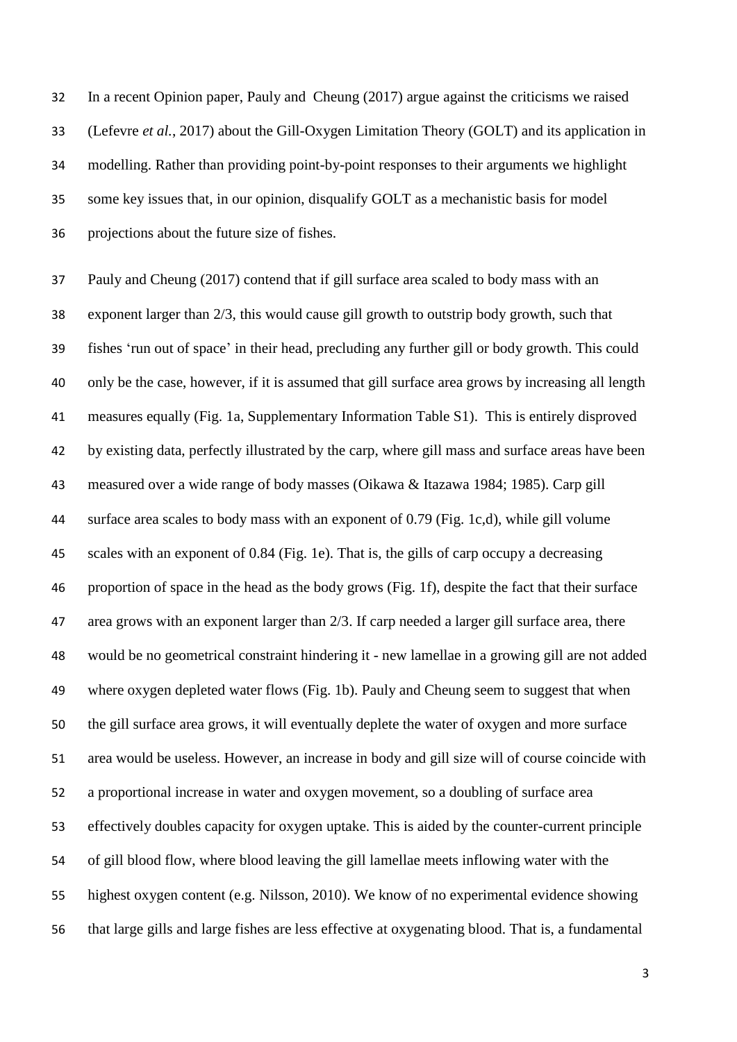In a recent Opinion paper, Pauly and Cheung (2017) argue against the criticisms we raised (Lefevre *et al.*, 2017) about the Gill-Oxygen Limitation Theory (GOLT) and its application in modelling. Rather than providing point-by-point responses to their arguments we highlight some key issues that, in our opinion, disqualify GOLT as a mechanistic basis for model projections about the future size of fishes.

Pauly and Cheung (2017) contend that if gill surface area scaled to body mass with an exponent larger than 2/3, this would cause gill growth to outstrip body growth, such that fishes 'run out of space' in their head, precluding any further gill or body growth. This could only be the case, however, if it is assumed that gill surface area grows by increasing all length measures equally (Fig. 1a, Supplementary Information Table S1). This is entirely disproved by existing data, perfectly illustrated by the carp, where gill mass and surface areas have been measured over a wide range of body masses (Oikawa & Itazawa 1984; 1985). Carp gill surface area scales to body mass with an exponent of 0.79 (Fig. 1c,d), while gill volume scales with an exponent of 0.84 (Fig. 1e). That is, the gills of carp occupy a decreasing proportion of space in the head as the body grows (Fig. 1f), despite the fact that their surface area grows with an exponent larger than 2/3. If carp needed a larger gill surface area, there would be no geometrical constraint hindering it - new lamellae in a growing gill are not added where oxygen depleted water flows (Fig. 1b). Pauly and Cheung seem to suggest that when the gill surface area grows, it will eventually deplete the water of oxygen and more surface area would be useless. However, an increase in body and gill size will of course coincide with a proportional increase in water and oxygen movement, so a doubling of surface area effectively doubles capacity for oxygen uptake. This is aided by the counter-current principle of gill blood flow, where blood leaving the gill lamellae meets inflowing water with the highest oxygen content (e.g. Nilsson, 2010). We know of no experimental evidence showing that large gills and large fishes are less effective at oxygenating blood. That is, a fundamental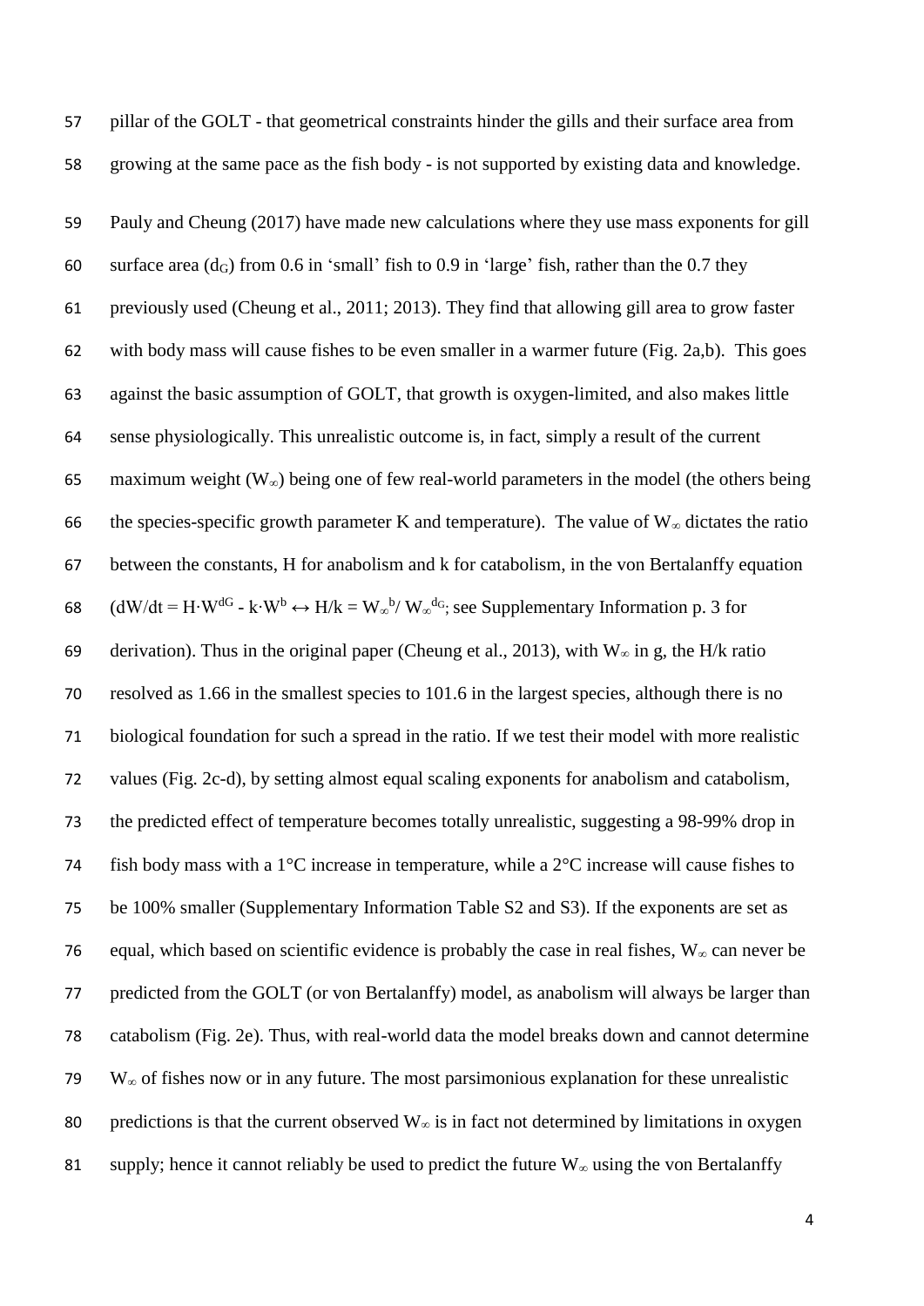pillar of the GOLT - that geometrical constraints hinder the gills and their surface area from growing at the same pace as the fish body - is not supported by existing data and knowledge.

Pauly and Cheung (2017) have made new calculations where they use mass exponents for gill surface area ($d_G$) from 0.6 in 'small' fish to 0.9 in 'large' fish, rather than the 0.7 they previously used (Cheung et al., 2011; 2013). They find that allowing gill area to grow faster with body mass will cause fishes to be even smaller in a warmer future (Fig. 2a,b). This goes against the basic assumption of GOLT, that growth is oxygen-limited, and also makes little sense physiologically. This unrealistic outcome is, in fact, simply a result of the current maximum weight ($W_\infty$) being one of few real-world parameters in the model (the others being the species-specific growth parameter K and temperature). The value of $W_\infty$ dictates the ratio between the constants, H for anabolism and k for catabolism, in the von Bertalanffy equation ($dW/dt = H \cdot W^{dG} - k \cdot W^b \leftrightarrow H/k = W_\infty{}^b / W_\infty{}^{d_G}$; see Supplementary Information p. 3 for derivation). Thus in the original paper (Cheung et al., 2013), with $W_\infty$ in g, the H/k ratio resolved as 1.66 in the smallest species to 101.6 in the largest species, although there is no biological foundation for such a spread in the ratio. If we test their model with more realistic values (Fig. 2c-d), by setting almost equal scaling exponents for anabolism and catabolism, the predicted effect of temperature becomes totally unrealistic, suggesting a 98-99% drop in fish body mass with a 1°C increase in temperature, while a 2°C increase will cause fishes to be 100% smaller (Supplementary Information Table S2 and S3). If the exponents are set as equal, which based on scientific evidence is probably the case in real fishes, $W_\infty$ can never be predicted from the GOLT (or von Bertalanffy) model, as anabolism will always be larger than catabolism (Fig. 2e). Thus, with real-world data the model breaks down and cannot determine $W_\infty$ of fishes now or in any future. The most parsimonious explanation for these unrealistic predictions is that the current observed $W_\infty$ is in fact not determined by limitations in oxygen supply; hence it cannot reliably be used to predict the future $W_\infty$ using the von Bertalanffy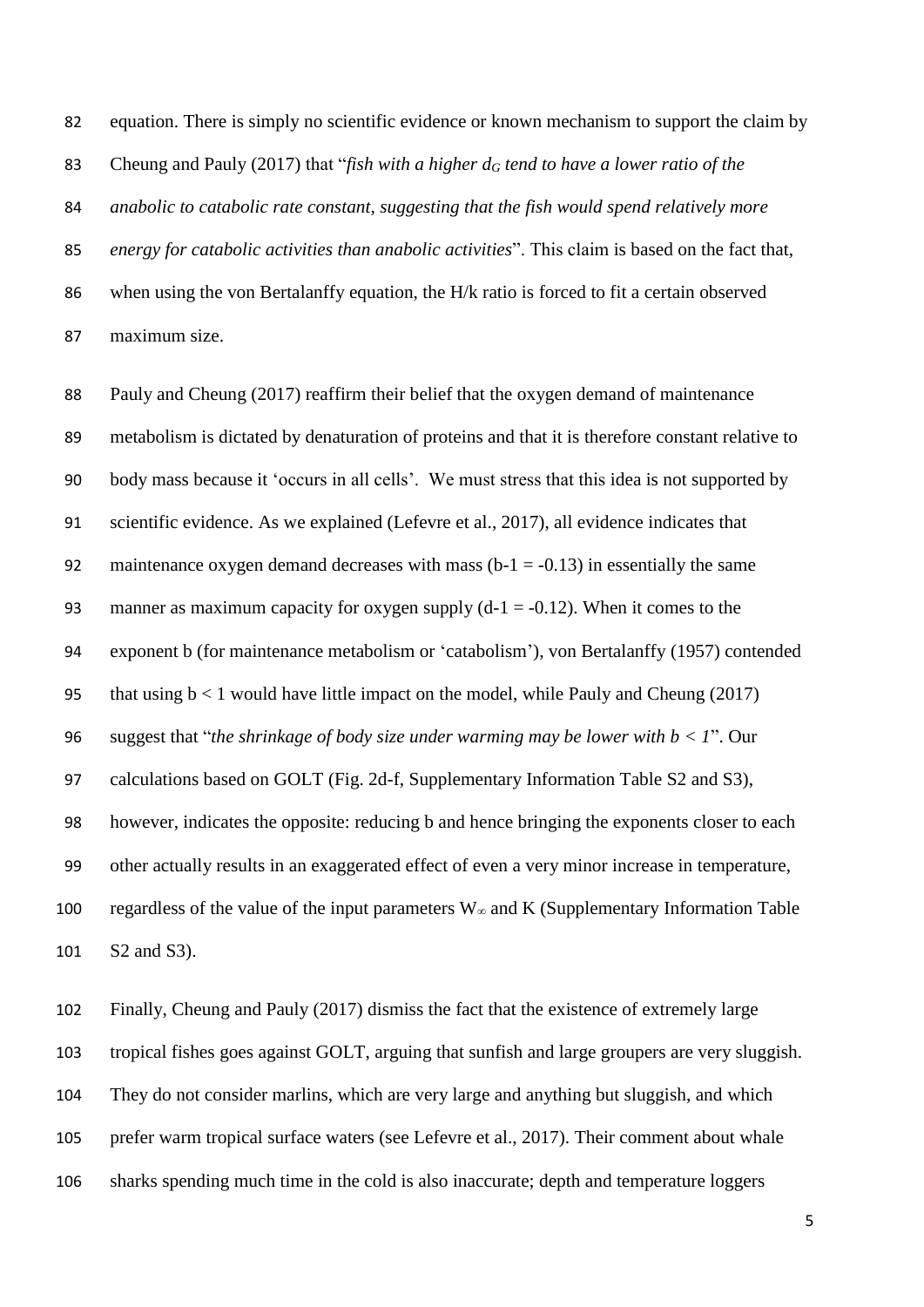equation. There is simply no scientific evidence or known mechanism to support the claim by Cheung and Pauly (2017) that "*fish with a higher $d_G$ tend to have a lower ratio of the anabolic to catabolic rate constant, suggesting that the fish would spend relatively more energy for catabolic activities than anabolic activities*". This claim is based on the fact that, when using the von Bertalanffy equation, the H/k ratio is forced to fit a certain observed maximum size.

Pauly and Cheung (2017) reaffirm their belief that the oxygen demand of maintenance metabolism is dictated by denaturation of proteins and that it is therefore constant relative to body mass because it 'occurs in all cells'. We must stress that this idea is not supported by scientific evidence. As we explained (Lefevre et al., 2017), all evidence indicates that maintenance oxygen demand decreases with mass ($b-1 = -0.13$) in essentially the same manner as maximum capacity for oxygen supply ($d-1 = -0.12$). When it comes to the exponent b (for maintenance metabolism or 'catabolism'), von Bertalanffy (1957) contended that using $b < 1$ would have little impact on the model, while Pauly and Cheung (2017) suggest that "*the shrinkage of body size under warming may be lower with $b < 1$*". Our calculations based on GOLT (Fig. 2d-f, Supplementary Information Table S2 and S3), however, indicates the opposite: reducing b and hence bringing the exponents closer to each other actually results in an exaggerated effect of even a very minor increase in temperature, regardless of the value of the input parameters $W_\infty$ and K (Supplementary Information Table S2 and S3).

Finally, Cheung and Pauly (2017) dismiss the fact that the existence of extremely large tropical fishes goes against GOLT, arguing that sunfish and large groupers are very sluggish. They do not consider marlins, which are very large and anything but sluggish, and which prefer warm tropical surface waters (see Lefevre et al., 2017). Their comment about whale sharks spending much time in the cold is also inaccurate; depth and temperature loggers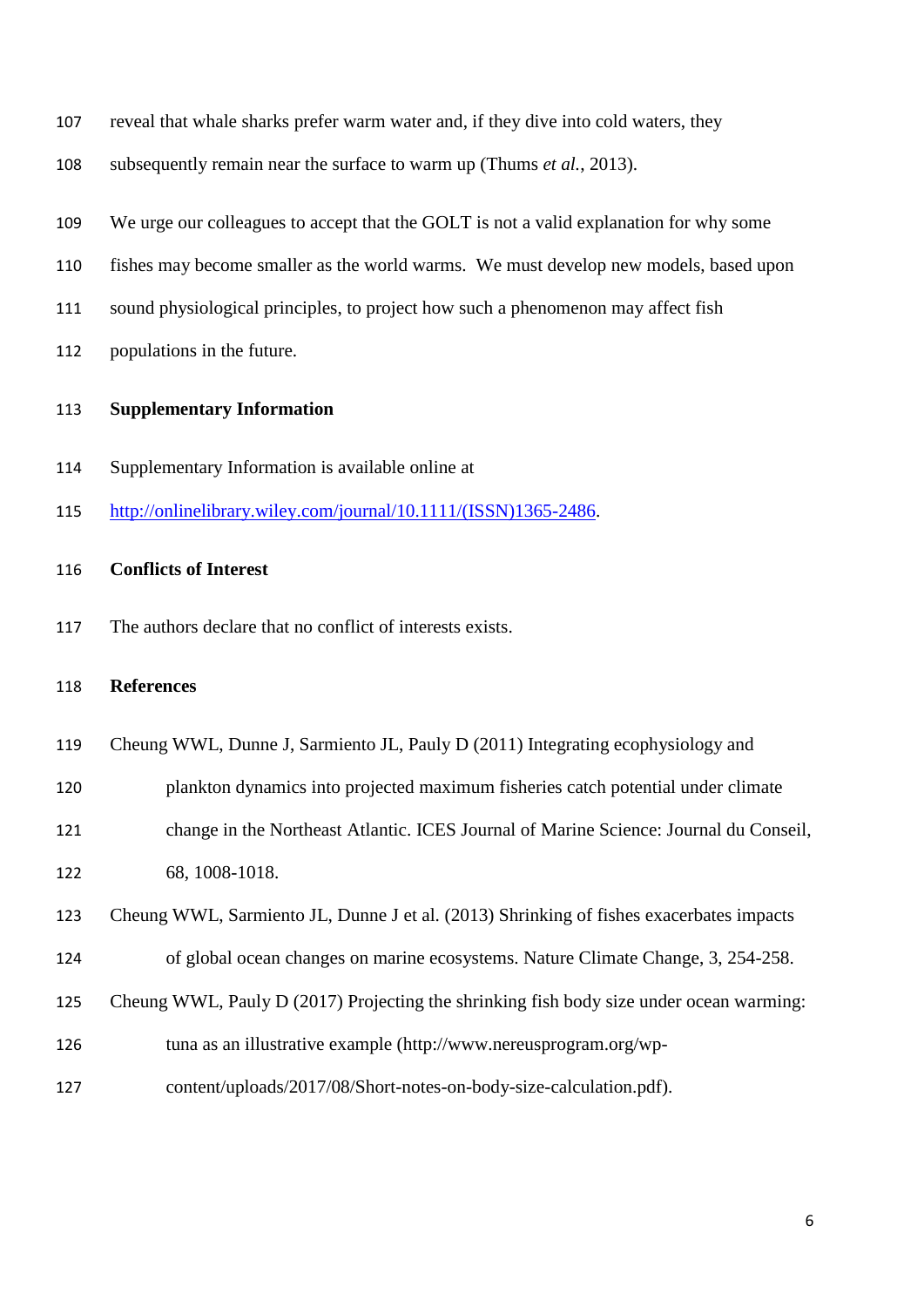reveal that whale sharks prefer warm water and, if they dive into cold waters, they subsequently remain near the surface to warm up (Thums *et al.*, 2013).

We urge our colleagues to accept that the GOLT is not a valid explanation for why some fishes may become smaller as the world warms. We must develop new models, based upon sound physiological principles, to project how such a phenomenon may affect fish populations in the future.

## Supplementary Information

Supplementary Information is available online at http://onlinelibrary.wiley.com/journal/10.1111/(ISSN)1365-2486.

## Conflicts of Interest

The authors declare that no conflict of interests exists.

## References

Cheung WWL, Dunne J, Sarmiento JL, Pauly D (2011) Integrating ecophysiology and plankton dynamics into projected maximum fisheries catch potential under climate change in the Northeast Atlantic. ICES Journal of Marine Science: Journal du Conseil, 68, 1008-1018.

Cheung WWL, Sarmiento JL, Dunne J et al. (2013) Shrinking of fishes exacerbates impacts of global ocean changes on marine ecosystems. Nature Climate Change, 3, 254-258.

Cheung WWL, Pauly D (2017) Projecting the shrinking fish body size under ocean warming: tuna as an illustrative example (http://www.nereusprogram.org/wp-content/uploads/2017/08/Short-notes-on-body-size-calculation.pdf).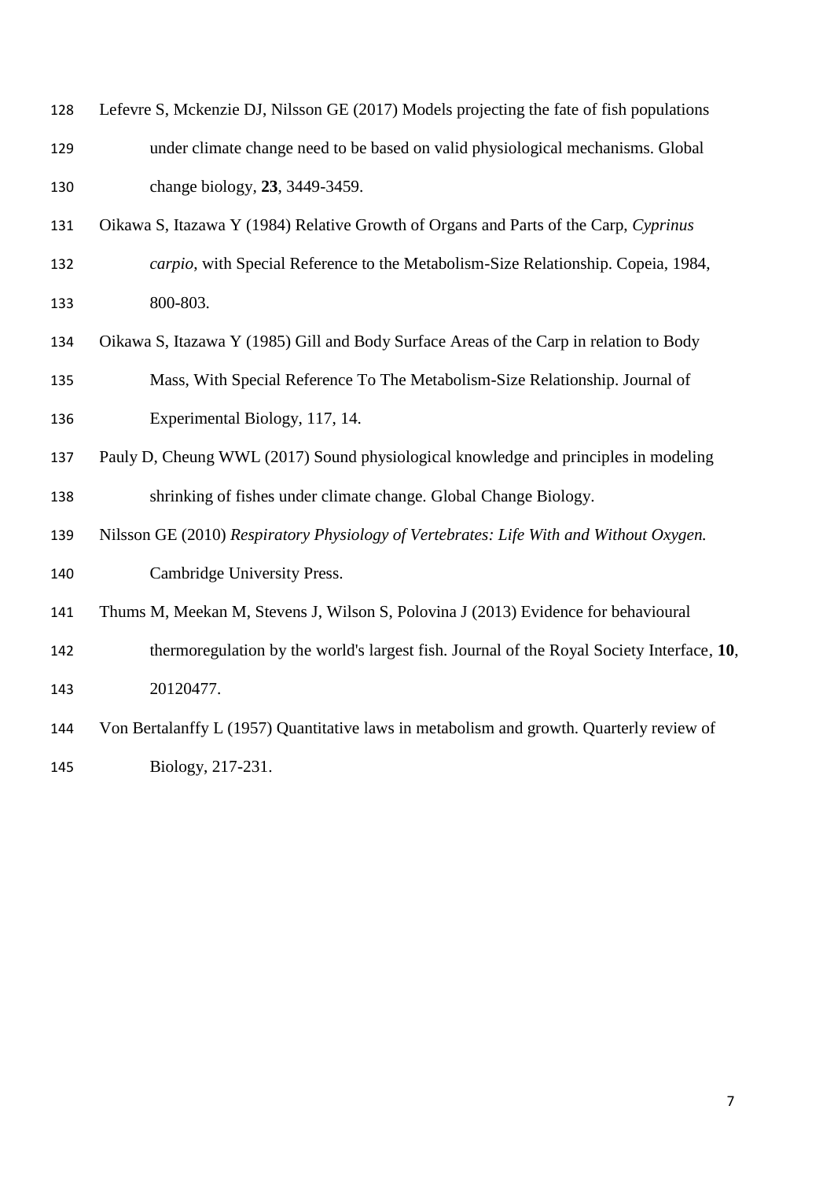Lefevre S, Mckenzie DJ, Nilsson GE (2017) Models projecting the fate of fish populations under climate change need to be based on valid physiological mechanisms. Global change biology, **23**, 3449-3459.

Oikawa S, Itazawa Y (1984) Relative Growth of Organs and Parts of the Carp, *Cyprinus carpio*, with Special Reference to the Metabolism-Size Relationship. Copeia, 1984, 800-803.

Oikawa S, Itazawa Y (1985) Gill and Body Surface Areas of the Carp in relation to Body Mass, With Special Reference To The Metabolism-Size Relationship. Journal of Experimental Biology, 117, 14.

Pauly D, Cheung WWL (2017) Sound physiological knowledge and principles in modeling shrinking of fishes under climate change. Global Change Biology.

Nilsson GE (2010) *Respiratory Physiology of Vertebrates: Life With and Without Oxygen.* Cambridge University Press.

Thums M, Meekan M, Stevens J, Wilson S, Polovina J (2013) Evidence for behavioural thermoregulation by the world's largest fish. Journal of the Royal Society Interface, **10**, 20120477.

Von Bertalanffy L (1957) Quantitative laws in metabolism and growth. Quarterly review of Biology, 217-231.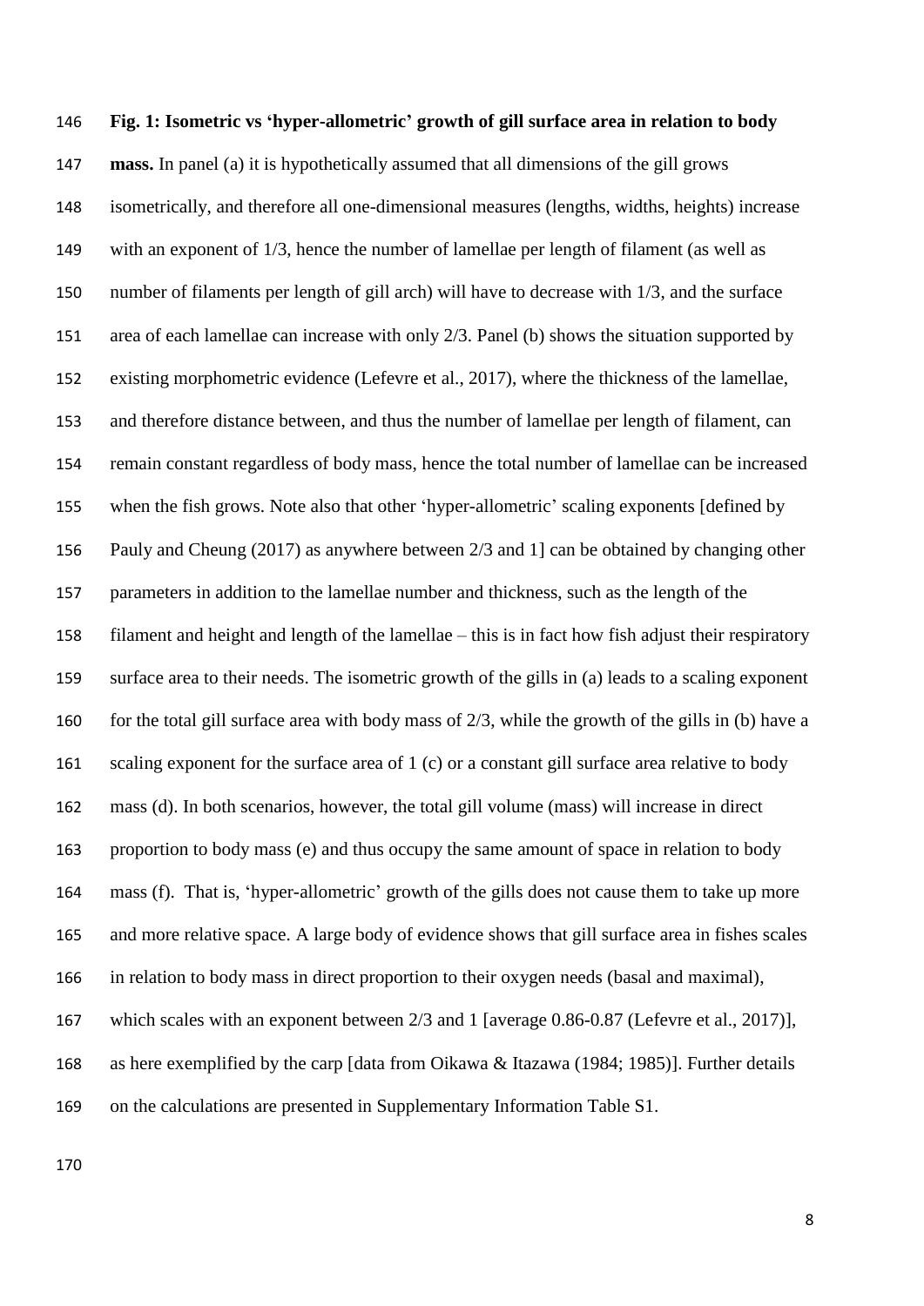**Fig. 1: Isometric vs 'hyper-allometric' growth of gill surface area in relation to body mass.** In panel (a) it is hypothetically assumed that all dimensions of the gill grows isometrically, and therefore all one-dimensional measures (lengths, widths, heights) increase with an exponent of 1/3, hence the number of lamellae per length of filament (as well as number of filaments per length of gill arch) will have to decrease with 1/3, and the surface area of each lamellae can increase with only 2/3. Panel (b) shows the situation supported by existing morphometric evidence (Lefevre et al., 2017), where the thickness of the lamellae, and therefore distance between, and thus the number of lamellae per length of filament, can remain constant regardless of body mass, hence the total number of lamellae can be increased when the fish grows. Note also that other 'hyper-allometric' scaling exponents [defined by Pauly and Cheung (2017) as anywhere between 2/3 and 1] can be obtained by changing other parameters in addition to the lamellae number and thickness, such as the length of the filament and height and length of the lamellae – this is in fact how fish adjust their respiratory surface area to their needs. The isometric growth of the gills in (a) leads to a scaling exponent for the total gill surface area with body mass of 2/3, while the growth of the gills in (b) have a scaling exponent for the surface area of 1 (c) or a constant gill surface area relative to body mass (d). In both scenarios, however, the total gill volume (mass) will increase in direct proportion to body mass (e) and thus occupy the same amount of space in relation to body mass (f). That is, 'hyper-allometric' growth of the gills does not cause them to take up more and more relative space. A large body of evidence shows that gill surface area in fishes scales in relation to body mass in direct proportion to their oxygen needs (basal and maximal), which scales with an exponent between 2/3 and 1 [average 0.86-0.87 (Lefevre et al., 2017)], as here exemplified by the carp [data from Oikawa & Itazawa (1984; 1985)]. Further details on the calculations are presented in Supplementary Information Table S1.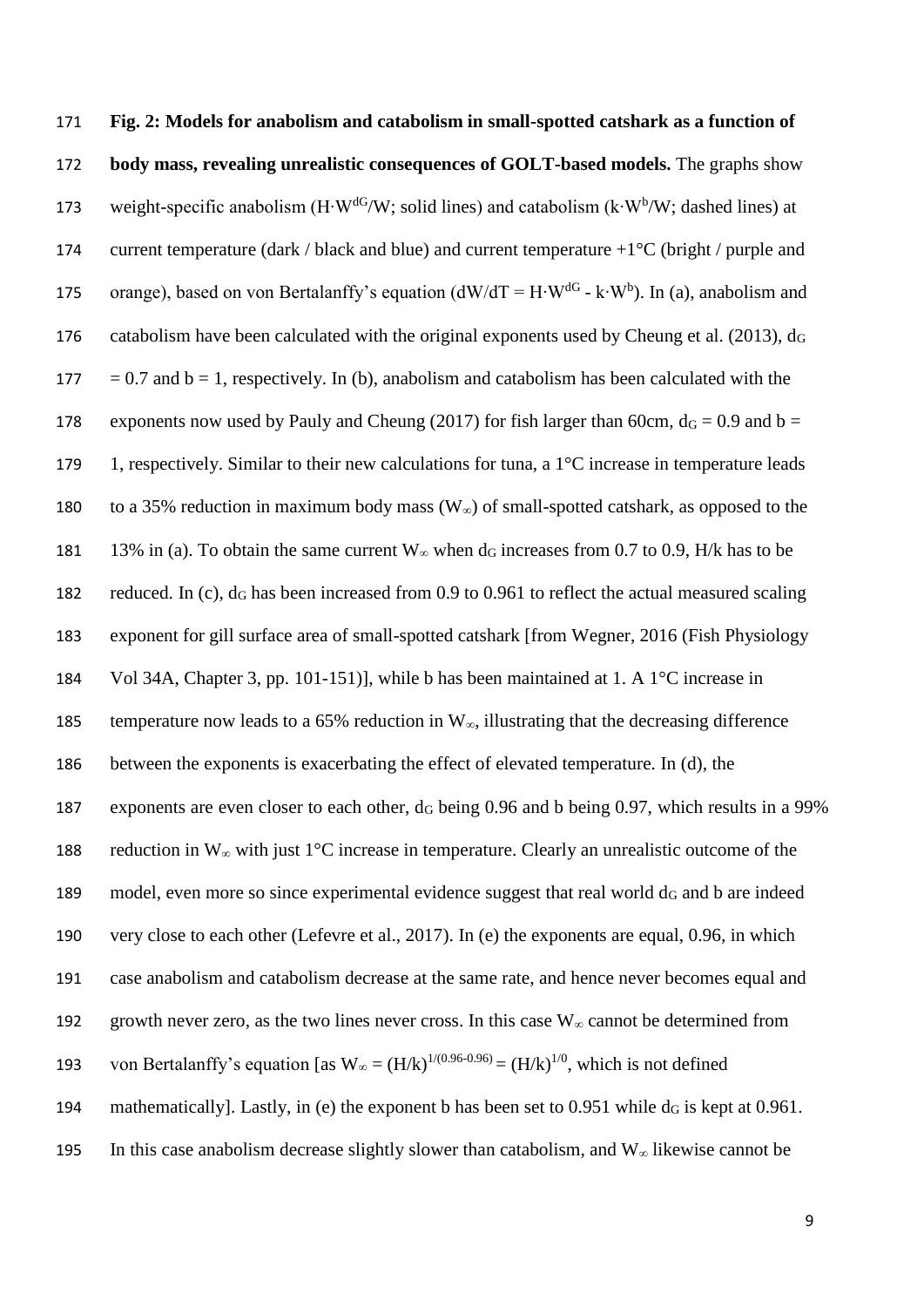**Fig. 2: Models for anabolism and catabolism in small-spotted catshark as a function of body mass, revealing unrealistic consequences of GOLT-based models.** The graphs show weight-specific anabolism ($H \cdot W^{dG}/W$; solid lines) and catabolism ($k \cdot W^{b}/W$; dashed lines) at current temperature (dark / black and blue) and current temperature +1°C (bright / purple and orange), based on von Bertalanffy's equation ($dW/dT = H \cdot W^{dG} - k \cdot W^{b}$). In (a), anabolism and catabolism have been calculated with the original exponents used by Cheung et al. (2013), $d_G = 0.7$ and $b = 1$, respectively. In (b), anabolism and catabolism has been calculated with the exponents now used by Pauly and Cheung (2017) for fish larger than 60cm, $d_G = 0.9$ and $b = 1$, respectively. Similar to their new calculations for tuna, a 1°C increase in temperature leads to a 35% reduction in maximum body mass ($W_\infty$) of small-spotted catshark, as opposed to the 13% in (a). To obtain the same current $W_\infty$ when $d_G$ increases from 0.7 to 0.9, H/k has to be reduced. In (c), $d_G$ has been increased from 0.9 to 0.961 to reflect the actual measured scaling exponent for gill surface area of small-spotted catshark [from Wegner, 2016 (Fish Physiology Vol 34A, Chapter 3, pp. 101-151)], while b has been maintained at 1. A 1°C increase in temperature now leads to a 65% reduction in $W_\infty$, illustrating that the decreasing difference between the exponents is exacerbating the effect of elevated temperature. In (d), the exponents are even closer to each other, $d_G$ being 0.96 and b being 0.97, which results in a 99% reduction in $W_\infty$ with just 1°C increase in temperature. Clearly an unrealistic outcome of the model, even more so since experimental evidence suggest that real world $d_G$ and b are indeed very close to each other (Lefevre et al., 2017). In (e) the exponents are equal, 0.96, in which case anabolism and catabolism decrease at the same rate, and hence never becomes equal and growth never zero, as the two lines never cross. In this case $W_\infty$ cannot be determined from von Bertalanffy's equation [as $W_\infty = (H/k)^{1/(0.96-0.96)} = (H/k)^{1/0}$, which is not defined mathematically]. Lastly, in (e) the exponent b has been set to 0.951 while $d_G$ is kept at 0.961. In this case anabolism decrease slightly slower than catabolism, and $W_\infty$ likewise cannot be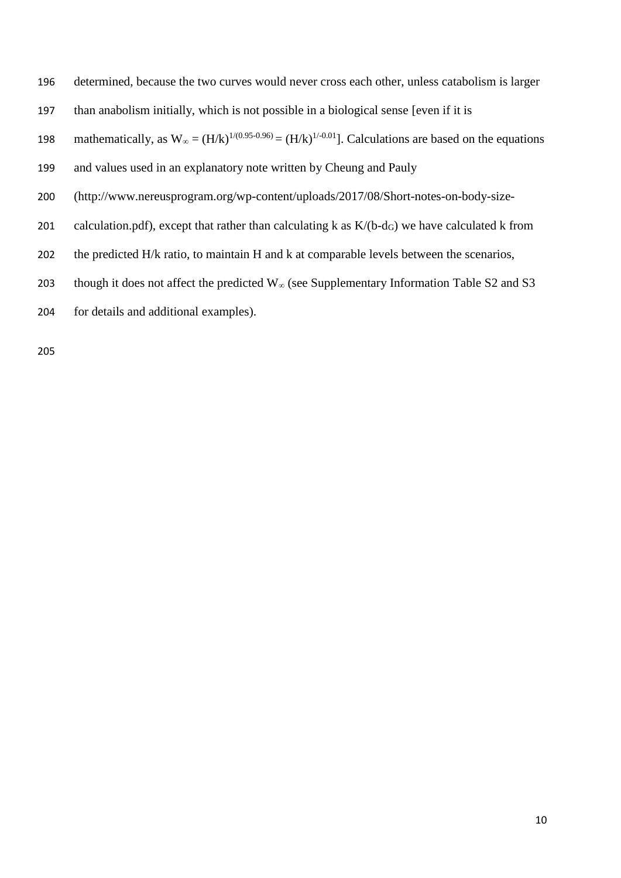determined, because the two curves would never cross each other, unless catabolism is larger than anabolism initially, which is not possible in a biological sense [even if it is mathematically, as $W_\infty = (H/k)^{1/(0.95-0.96)} = (H/k)^{1/-0.01}$]. Calculations are based on the equations and values used in an explanatory note written by Cheung and Pauly (http://www.nereusprogram.org/wp-content/uploads/2017/08/Short-notes-on-body-size-calculation.pdf), except that rather than calculating k as $K/(b-d_G)$ we have calculated k from the predicted H/k ratio, to maintain H and k at comparable levels between the scenarios, though it does not affect the predicted $W_\infty$ (see Supplementary Information Table S2 and S3 for details and additional examples).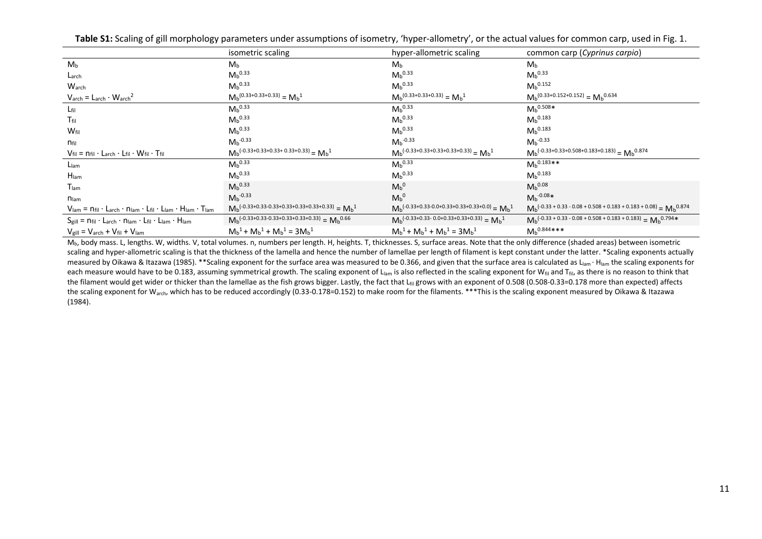**Table S1:** Scaling of gill morphology parameters under assumptions of isometry, 'hyper-allometry', or the actual values for common carp, used in Fig. 1.

| | isometric scaling | hyper-allometric scaling | common carp (*Cyprinus carpio*) |
|---|---|---|---|
| $M_b$ | $M_b$ | $M_b$ | $M_b$ |
| $L_{arch}$ | $M_b^{0.33}$ | $M_b^{0.33}$ | $M_b^{0.33}$ |
| $W_{arch}$ | $M_b^{0.33}$ | $M_b^{0.33}$ | $M_b^{0.152}$ |
| $V_{arch} = L_{arch} \cdot W_{arch}^2$ | $M_b^{(0.33+0.33+0.33)} = M_b^1$ | $M_b^{(0.33+0.33+0.33)} = M_b^1$ | $M_b^{(0.33+0.152+0.152)} = M_b^{0.634}$ |
| $L_{fil}$ | $M_b^{0.33}$ | $M_b^{0.33}$ | $M_b^{0.508}$* |
| $T_{fil}$ | $M_b^{0.33}$ | $M_b^{0.33}$ | $M_b^{0.183}$ |
| $W_{fil}$ | $M_b^{0.33}$ | $M_b^{0.33}$ | $M_b^{0.183}$ |
| $n_{fil}$ | $M_b^{-0.33}$ | $M_b^{-0.33}$ | $M_b^{-0.33}$ |
| $V_{fil} = n_{fil} \cdot L_{arch} \cdot L_{fil} \cdot W_{fil} \cdot T_{fil}$ | $M_b^{(-0.33+0.33+0.33+0.33+0.33)} = M_b^1$ | $M_b^{(-0.33+0.33+0.33+0.33+0.33)} = M_b^1$ | $M_b^{(-0.33+0.33+0.508+0.183+0.183)} = M_b^{0.874}$ |
| $L_{lam}$ | $M_b^{0.33}$ | $M_b^{0.33}$ | $M_b^{0.183}$** |
| $H_{lam}$ | $M_b^{0.33}$ | $M_b^{0.33}$ | $M_b^{0.183}$ |
| $T_{lam}$ | $M_b^{0.33}$ | $M_b^{0}$ | $M_b^{0.08}$ |
| $n_{lam}$ | $M_b^{-0.33}$ | $M_b^{0}$ | $M_b^{-0.08}$* |
| $V_{lam} = n_{fil} \cdot L_{arch} \cdot n_{lam} \cdot L_{fil} \cdot L_{lam} \cdot H_{lam} \cdot T_{lam}$ | $M_b^{(-0.33+0.33-0.33+0.33+0.33+0.33+0.33)} = M_b^1$ | $M_b^{(-0.33+0.33-0.0+0.33+0.33+0.33+0.0)} = M_b^1$ | $M_b^{(-0.33+0.33-0.08+0.508+0.183+0.183+0.08)} = M_b^{0.874}$ |
| $S_{gill} = n_{fil} \cdot L_{arch} \cdot n_{lam} \cdot L_{fil} \cdot L_{lam} \cdot H_{lam}$ | $M_b^{(-0.33+0.33-0.33+0.33+0.33+0.33)} = M_b^{0.66}$ | $M_b^{(-0.33+0.33-0.0+0.33+0.33+0.33)} = M_b^1$ | $M_b^{(-0.33+0.33-0.08+0.508+0.183+0.183)} = M_b^{0.794}$* |
| $V_{gill} = V_{arch} + V_{fil} + V_{lam}$ | $M_b^1 + M_b^1 + M_b^1 = 3M_b^1$ | $M_b^1 + M_b^1 + M_b^1 = 3M_b^1$ | $M_b^{0.844}$*** |

$M_b$, body mass. L, lengths. W, widths. V, total volumes. n, numbers per length. H, heights. T, thicknesses. S, surface areas. Note that the only difference (shaded areas) between isometric scaling and hyper-allometric scaling is that the thickness of the lamella and hence the number of lamellae per length of filament is kept constant under the latter. *Scaling exponents actually measured by Oikawa & Itazawa (1985). **Scaling exponent for the surface area was measured to be 0.366, and given that the surface area is calculated as $L_{lam} \cdot H_{lam}$ the scaling exponents for each measure would have to be 0.183, assuming symmetrical growth. The scaling exponent of $L_{lam}$ is also reflected in the scaling exponent for $W_{fil}$ and $T_{fil}$, as there is no reason to think that the filament would get wider or thicker than the lamellae as the fish grows bigger. Lastly, the fact that $L_{fil}$ grows with an exponent of 0.508 (0.508-0.33=0.178 more than expected) affects the scaling exponent for $W_{arch}$, which has to be reduced accordingly (0.33-0.178=0.152) to make room for the filaments. ***This is the scaling exponent measured by Oikawa & Itazawa (1984).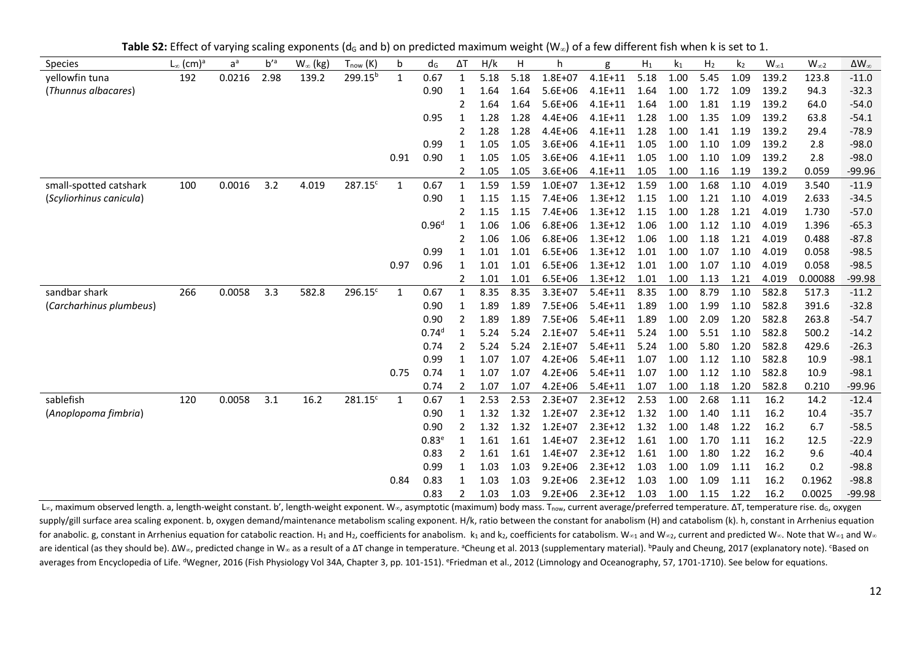**Table S2:** Effect of varying scaling exponents ($d_G$ and b) on predicted maximum weight ($W_\infty$) of a few different fish when k is set to 1.

| Species | $L_\infty$ (cm)[a] | a[a] | b'[a] | $W_\infty$ (kg) | $T_{now}$ (K) | b | $d_G$ | ΔT | H/k | H | h | g | $H_1$ | $k_1$ | $H_2$ | $k_2$ | $W_{\infty 1}$ | $W_{\infty 2}$ | $\Delta W_\infty$ |
|---|---|---|---|---|---|---|---|---|---|---|---|---|---|---|---|---|---|---|---|
| yellowfin tuna | 192 | 0.0216 | 2.98 | 139.2 | 299.15[b] | 1 | 0.67 | 1 | 5.18 | 5.18 | 1.8E+07 | 4.1E+11 | 5.18 | 1.00 | 5.45 | 1.09 | 139.2 | 123.8 | -11.0 |
| (*Thunnus albacares*) | | | | | | | 0.90 | 1 | 1.64 | 1.64 | 5.6E+06 | 4.1E+11 | 1.64 | 1.00 | 1.72 | 1.09 | 139.2 | 94.3 | -32.3 |
| | | | | | | | | 2 | 1.64 | 1.64 | 5.6E+06 | 4.1E+11 | 1.64 | 1.00 | 1.81 | 1.19 | 139.2 | 64.0 | -54.0 |
| | | | | | | | 0.95 | 1 | 1.28 | 1.28 | 4.4E+06 | 4.1E+11 | 1.28 | 1.00 | 1.35 | 1.09 | 139.2 | 63.8 | -54.1 |
| | | | | | | | | 2 | 1.28 | 1.28 | 4.4E+06 | 4.1E+11 | 1.28 | 1.00 | 1.41 | 1.19 | 139.2 | 29.4 | -78.9 |
| | | | | | | | 0.99 | 1 | 1.05 | 1.05 | 3.6E+06 | 4.1E+11 | 1.05 | 1.00 | 1.10 | 1.09 | 139.2 | 2.8 | -98.0 |
| | | | | | | 0.91 | 0.90 | 1 | 1.05 | 1.05 | 3.6E+06 | 4.1E+11 | 1.05 | 1.00 | 1.10 | 1.09 | 139.2 | 2.8 | -98.0 |
| | | | | | | | | 2 | 1.05 | 1.05 | 3.6E+06 | 4.1E+11 | 1.05 | 1.00 | 1.16 | 1.19 | 139.2 | 0.059 | -99.96 |
| small-spotted catshark | 100 | 0.0016 | 3.2 | 4.019 | 287.15[c] | 1 | 0.67 | 1 | 1.59 | 1.59 | 1.0E+07 | 1.3E+12 | 1.59 | 1.00 | 1.68 | 1.10 | 4.019 | 3.540 | -11.9 |
| (*Scyliorhinus canicula*) | | | | | | | 0.90 | 1 | 1.15 | 1.15 | 7.4E+06 | 1.3E+12 | 1.15 | 1.00 | 1.21 | 1.10 | 4.019 | 2.633 | -34.5 |
| | | | | | | | | 2 | 1.15 | 1.15 | 7.4E+06 | 1.3E+12 | 1.15 | 1.00 | 1.28 | 1.21 | 4.019 | 1.730 | -57.0 |
| | | | | | | | 0.96[d] | 1 | 1.06 | 1.06 | 6.8E+06 | 1.3E+12 | 1.06 | 1.00 | 1.12 | 1.10 | 4.019 | 1.396 | -65.3 |
| | | | | | | | | 2 | 1.06 | 1.06 | 6.8E+06 | 1.3E+12 | 1.06 | 1.00 | 1.18 | 1.21 | 4.019 | 0.488 | -87.8 |
| | | | | | | | 0.99 | 1 | 1.01 | 1.01 | 6.5E+06 | 1.3E+12 | 1.01 | 1.00 | 1.07 | 1.10 | 4.019 | 0.058 | -98.5 |
| | | | | | | 0.97 | 0.96 | 1 | 1.01 | 1.01 | 6.5E+06 | 1.3E+12 | 1.01 | 1.00 | 1.07 | 1.10 | 4.019 | 0.058 | -98.5 |
| | | | | | | | | 2 | 1.01 | 1.01 | 6.5E+06 | 1.3E+12 | 1.01 | 1.00 | 1.13 | 1.21 | 4.019 | 0.00088 | -99.98 |
| sandbar shark | 266 | 0.0058 | 3.3 | 582.8 | 296.15[c] | 1 | 0.67 | 1 | 8.35 | 8.35 | 3.3E+07 | 5.4E+11 | 8.35 | 1.00 | 8.79 | 1.10 | 582.8 | 517.3 | -11.2 |
| (*Carcharhinus plumbeus*) | | | | | | | 0.90 | 1 | 1.89 | 1.89 | 7.5E+06 | 5.4E+11 | 1.89 | 1.00 | 1.99 | 1.10 | 582.8 | 391.6 | -32.8 |
| | | | | | | | 0.90 | 2 | 1.89 | 1.89 | 7.5E+06 | 5.4E+11 | 1.89 | 1.00 | 2.09 | 1.20 | 582.8 | 263.8 | -54.7 |
| | | | | | | | 0.74[d] | 1 | 5.24 | 5.24 | 2.1E+07 | 5.4E+11 | 5.24 | 1.00 | 5.51 | 1.10 | 582.8 | 500.2 | -14.2 |
| | | | | | | | 0.74 | 2 | 5.24 | 5.24 | 2.1E+07 | 5.4E+11 | 5.24 | 1.00 | 5.80 | 1.20 | 582.8 | 429.6 | -26.3 |
| | | | | | | | 0.99 | 1 | 1.07 | 1.07 | 4.2E+06 | 5.4E+11 | 1.07 | 1.00 | 1.12 | 1.10 | 582.8 | 10.9 | -98.1 |
| | | | | | | 0.75 | 0.74 | 1 | 1.07 | 1.07 | 4.2E+06 | 5.4E+11 | 1.07 | 1.00 | 1.12 | 1.10 | 582.8 | 10.9 | -98.1 |
| | | | | | | | 0.74 | 2 | 1.07 | 1.07 | 4.2E+06 | 5.4E+11 | 1.07 | 1.00 | 1.18 | 1.20 | 582.8 | 0.210 | -99.96 |
| sablefish | 120 | 0.0058 | 3.1 | 16.2 | 281.15[c] | 1 | 0.67 | 1 | 2.53 | 2.53 | 2.3E+07 | 2.3E+12 | 2.53 | 1.00 | 2.68 | 1.11 | 16.2 | 14.2 | -12.4 |
| (*Anoplopoma fimbria*) | | | | | | | 0.90 | 1 | 1.32 | 1.32 | 1.2E+07 | 2.3E+12 | 1.32 | 1.00 | 1.40 | 1.11 | 16.2 | 10.4 | -35.7 |
| | | | | | | | 0.90 | 2 | 1.32 | 1.32 | 1.2E+07 | 2.3E+12 | 1.32 | 1.00 | 1.48 | 1.22 | 16.2 | 6.7 | -58.5 |
| | | | | | | | 0.83[e] | 1 | 1.61 | 1.61 | 1.4E+07 | 2.3E+12 | 1.61 | 1.00 | 1.70 | 1.11 | 16.2 | 12.5 | -22.9 |
| | | | | | | | 0.83 | 2 | 1.61 | 1.61 | 1.4E+07 | 2.3E+12 | 1.61 | 1.00 | 1.80 | 1.22 | 16.2 | 9.6 | -40.4 |
| | | | | | | | 0.99 | 1 | 1.03 | 1.03 | 9.2E+06 | 2.3E+12 | 1.03 | 1.00 | 1.09 | 1.11 | 16.2 | 0.2 | -98.8 |
| | | | | | | 0.84 | 0.83 | 1 | 1.03 | 1.03 | 9.2E+06 | 2.3E+12 | 1.03 | 1.00 | 1.09 | 1.11 | 16.2 | 0.1962 | -98.8 |
| | | | | | | | 0.83 | 2 | 1.03 | 1.03 | 9.2E+06 | 2.3E+12 | 1.03 | 1.00 | 1.15 | 1.22 | 16.2 | 0.0025 | -99.98 |

$L_\infty$, maximum observed length. a, length-weight constant. b', length-weight exponent. $W_\infty$, asymptotic (maximum) body mass. $T_{now}$, current average/preferred temperature. ΔT, temperature rise. $d_G$, oxygen supply/gill surface area scaling exponent. b, oxygen demand/maintenance metabolism scaling exponent. H/k, ratio between the constant for anabolism (H) and catabolism (k). h, constant in Arrhenius equation for anabolic. g, constant in Arrhenius equation for catabolic reaction. $H_1$ and $H_2$, coefficients for anabolism. $k_1$ and $k_2$, coefficients for catabolism. $W_{\infty 1}$ and $W_{\infty 2}$, current and predicted $W_\infty$. Note that $W_{\infty 1}$ and $W_\infty$ are identical (as they should be). $\Delta W_\infty$, predicted change in $W_\infty$ as a result of a ΔT change in temperature. [a]Cheung et al. 2013 (supplementary material). [b]Pauly and Cheung, 2017 (explanatory note). [c]Based on averages from Encyclopedia of Life. [d]Wegner, 2016 (Fish Physiology Vol 34A, Chapter 3, pp. 101-151). [e]Friedman et al., 2012 (Limnology and Oceanography, 57, 1701-1710). See below for equations.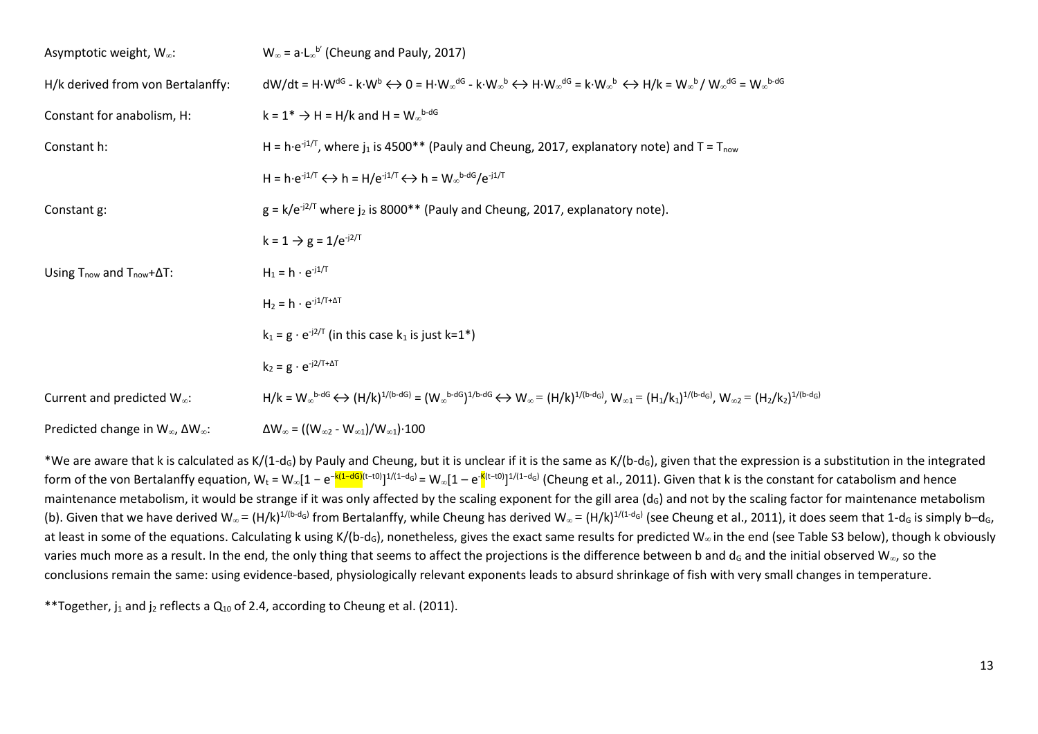| | |
|---|---|
| Asymptotic weight, $W_\infty$: | $W_\infty = a \cdot L_\infty^{b'}$ (Cheung and Pauly, 2017) |
| H/k derived from von Bertalanffy: | $dW/dt = H \cdot W^{dG} - k \cdot W^{b} \leftrightarrow 0 = H \cdot W_\infty^{dG} - k \cdot W_\infty^{b} \leftrightarrow H \cdot W_\infty^{dG} = k \cdot W_\infty^{b} \leftrightarrow H/k = W_\infty^{b} / W_\infty^{dG} = W_\infty^{b-dG}$ |
| Constant for anabolism, H: | $k = 1^{*} \rightarrow H = H/k$ and $H = W_\infty^{b-dG}$ |
| Constant h: | $H = h \cdot e^{-j1/T}$, where $j_1$ is 4500** (Pauly and Cheung, 2017, explanatory note) and $T = T_{now}$ |
| | $H = h \cdot e^{-j1/T} \leftrightarrow h = H/e^{-j1/T} \leftrightarrow h = W_\infty^{b-dG}/e^{-j1/T}$ |
| Constant g: | $g = k/e^{-j2/T}$ where $j_2$ is 8000** (Pauly and Cheung, 2017, explanatory note). |
| | $k = 1 \rightarrow g = 1/e^{-j2/T}$ |
| Using $T_{now}$ and $T_{now}+\Delta T$: | $H_1 = h \cdot e^{-j1/T}$ |
| | $H_2 = h \cdot e^{-j1/T+\Delta T}$ |
| | $k_1 = g \cdot e^{-j2/T}$ (in this case $k_1$ is just $k=1^{*}$) |
| | $k_2 = g \cdot e^{-j2/T+\Delta T}$ |
| Current and predicted $W_\infty$: | $H/k = W_\infty^{b-dG} \leftrightarrow (H/k)^{1/(b-d_G)} = (W_\infty^{b-dG})^{1/b-dG} \leftrightarrow W_\infty = (H/k)^{1/(b-d_G)}$, $W_{\infty 1} = (H_1/k_1)^{1/(b-d_G)}$, $W_{\infty 2} = (H_2/k_2)^{1/(b-d_G)}$ |
| Predicted change in $W_\infty$, $\Delta W_\infty$: | $\Delta W_\infty = ((W_{\infty 2} - W_{\infty 1})/W_{\infty 1}) \cdot 100$ |

*We are aware that k is calculated as $K/(1-d_G)$ by Pauly and Cheung, but it is unclear if it is the same as $K/(b-d_G)$, given that the expression is a substitution in the integrated form of the von Bertalanffy equation, $W_t = W_\infty[1 - e^{-k(1-dG)(t-t0)}]^{1/(1-d_G)} = W_\infty[1 - e^{-K(t-t0)}]^{1/(1-d_G)}$ (Cheung et al., 2011). Given that k is the constant for catabolism and hence maintenance metabolism, it would be strange if it was only affected by the scaling exponent for the gill area ($d_G$) and not by the scaling factor for maintenance metabolism (b). Given that we have derived $W_\infty = (H/k)^{1/(b-d_G)}$ from Bertalanffy, while Cheung has derived $W_\infty = (H/k)^{1/(1-d_G)}$ (see Cheung et al., 2011), it does seem that $1-d_G$ is simply $b-d_G$, at least in some of the equations. Calculating k using $K/(b-d_G)$, nonetheless, gives the exact same results for predicted $W_\infty$ in the end (see Table S3 below), though k obviously varies much more as a result. In the end, the only thing that seems to affect the projections is the difference between b and $d_G$ and the initial observed $W_\infty$, so the conclusions remain the same: using evidence-based, physiologically relevant exponents leads to absurd shrinkage of fish with very small changes in temperature.

**Together, $j_1$ and $j_2$ reflects a $Q_{10}$ of 2.4, according to Cheung et al. (2011).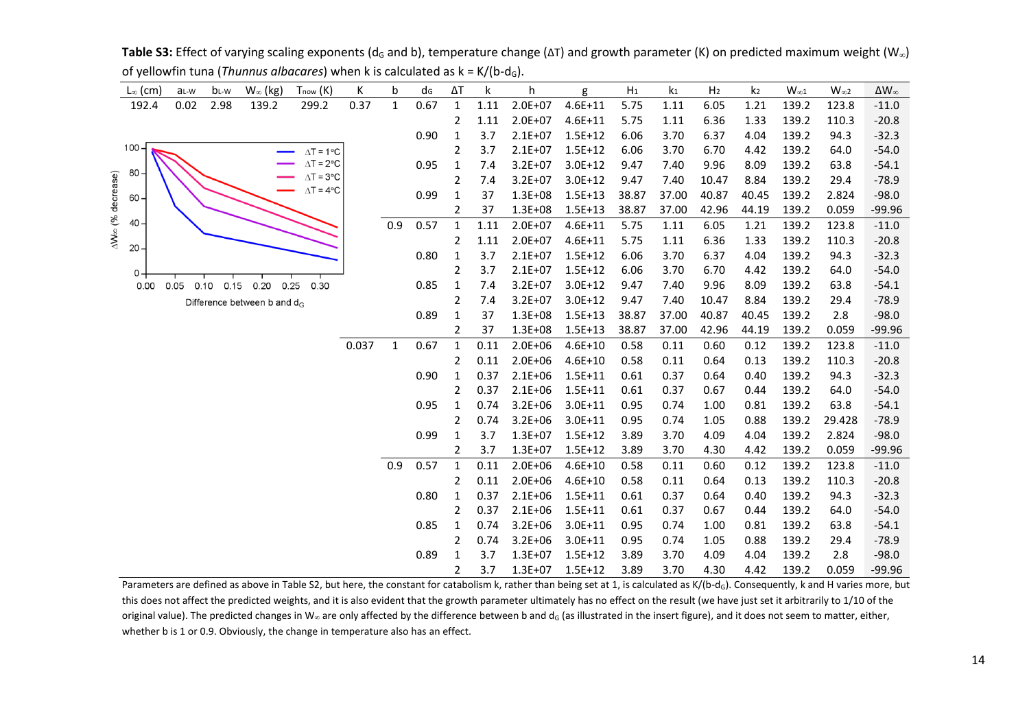**Table S3:** Effect of varying scaling exponents ($d_G$ and b), temperature change (ΔT) and growth parameter (K) on predicted maximum weight ($W_\infty$) of yellowfin tuna (*Thunnus albacares*) when k is calculated as $k = K/(b-d_G)$.

| $L_\infty$ (cm) | $a_{L\text{-}W}$ | $b_{L\text{-}W}$ | $W_\infty$ (kg) | $T_{now}$ (K) | K | b | $d_G$ | ΔT | k | h | g | $H_1$ | $k_1$ | $H_2$ | $k_2$ | $W_{\infty 1}$ | $W_{\infty 2}$ | $\Delta W_\infty$ |
|---|---|---|---|---|---|---|---|---|---|---|---|---|---|---|---|---|---|---|
| 192.4 | 0.02 | 2.98 | 139.2 | 299.2 | 0.37 | 1 | 0.67 | 1 | 1.11 | 2.0E+07 | 4.6E+11 | 5.75 | 1.11 | 6.05 | 1.21 | 139.2 | 123.8 | -11.0 |
| | | | | | | | | 2 | 1.11 | 2.0E+07 | 4.6E+11 | 5.75 | 1.11 | 6.36 | 1.33 | 139.2 | 110.3 | -20.8 |
| | | | | | | | 0.90 | 1 | 3.7 | 2.1E+07 | 1.5E+12 | 6.06 | 3.70 | 6.37 | 4.04 | 139.2 | 94.3 | -32.3 |
| | | | | | | | | 2 | 3.7 | 2.1E+07 | 1.5E+12 | 6.06 | 3.70 | 6.70 | 4.42 | 139.2 | 64.0 | -54.0 |
| | | | | | | | 0.95 | 1 | 7.4 | 3.2E+07 | 3.0E+12 | 9.47 | 7.40 | 9.96 | 8.09 | 139.2 | 63.8 | -54.1 |
| | | | | | | | | 2 | 7.4 | 3.2E+07 | 3.0E+12 | 9.47 | 7.40 | 10.47 | 8.84 | 139.2 | 29.4 | -78.9 |
| | | | | | | | 0.99 | 1 | 37 | 1.3E+08 | 1.5E+13 | 38.87 | 37.00 | 40.87 | 40.45 | 139.2 | 2.824 | -98.0 |
| | | | | | | | | 2 | 37 | 1.3E+08 | 1.5E+13 | 38.87 | 37.00 | 42.96 | 44.19 | 139.2 | 0.059 | -99.96 |
| | | | | | | 0.9 | 0.57 | 1 | 1.11 | 2.0E+07 | 4.6E+11 | 5.75 | 1.11 | 6.05 | 1.21 | 139.2 | 123.8 | -11.0 |
| | | | | | | | | 2 | 1.11 | 2.0E+07 | 4.6E+11 | 5.75 | 1.11 | 6.36 | 1.33 | 139.2 | 110.3 | -20.8 |
| | | | | | | | 0.80 | 1 | 3.7 | 2.1E+07 | 1.5E+12 | 6.06 | 3.70 | 6.37 | 4.04 | 139.2 | 94.3 | -32.3 |
| | | | | | | | | 2 | 3.7 | 2.1E+07 | 1.5E+12 | 6.06 | 3.70 | 6.70 | 4.42 | 139.2 | 64.0 | -54.0 |
| | | | | | | | 0.85 | 1 | 7.4 | 3.2E+07 | 3.0E+12 | 9.47 | 7.40 | 9.96 | 8.09 | 139.2 | 63.8 | -54.1 |
| | | | | | | | | 2 | 7.4 | 3.2E+07 | 3.0E+12 | 9.47 | 7.40 | 10.47 | 8.84 | 139.2 | 29.4 | -78.9 |
| | | | | | | | 0.89 | 1 | 37 | 1.3E+08 | 1.5E+13 | 38.87 | 37.00 | 40.87 | 40.45 | 139.2 | 2.8 | -98.0 |
| | | | | | | | | 2 | 37 | 1.3E+08 | 1.5E+13 | 38.87 | 37.00 | 42.96 | 44.19 | 139.2 | 0.059 | -99.96 |
| | | | | | 0.037 | 1 | 0.67 | 1 | 0.11 | 2.0E+06 | 4.6E+10 | 0.58 | 0.11 | 0.60 | 0.12 | 139.2 | 123.8 | -11.0 |
| | | | | | | | | 2 | 0.11 | 2.0E+06 | 4.6E+10 | 0.58 | 0.11 | 0.64 | 0.13 | 139.2 | 110.3 | -20.8 |
| | | | | | | | 0.90 | 1 | 0.37 | 2.1E+06 | 1.5E+11 | 0.61 | 0.37 | 0.64 | 0.40 | 139.2 | 94.3 | -32.3 |
| | | | | | | | | 2 | 0.37 | 2.1E+06 | 1.5E+11 | 0.61 | 0.37 | 0.67 | 0.44 | 139.2 | 64.0 | -54.0 |
| | | | | | | | 0.95 | 1 | 0.74 | 3.2E+06 | 3.0E+11 | 0.95 | 0.74 | 1.00 | 0.81 | 139.2 | 63.8 | -54.1 |
| | | | | | | | | 2 | 0.74 | 3.2E+06 | 3.0E+11 | 0.95 | 0.74 | 1.05 | 0.88 | 139.2 | 29.428 | -78.9 |
| | | | | | | | 0.99 | 1 | 3.7 | 1.3E+07 | 1.5E+12 | 3.89 | 3.70 | 4.09 | 4.04 | 139.2 | 2.824 | -98.0 |
| | | | | | | | | 2 | 3.7 | 1.3E+07 | 1.5E+12 | 3.89 | 3.70 | 4.30 | 4.42 | 139.2 | 0.059 | -99.96 |
| | | | | | | 0.9 | 0.57 | 1 | 0.11 | 2.0E+06 | 4.6E+10 | 0.58 | 0.11 | 0.60 | 0.12 | 139.2 | 123.8 | -11.0 |
| | | | | | | | | 2 | 0.11 | 2.0E+06 | 4.6E+10 | 0.58 | 0.11 | 0.64 | 0.13 | 139.2 | 110.3 | -20.8 |
| | | | | | | | 0.80 | 1 | 0.37 | 2.1E+06 | 1.5E+11 | 0.61 | 0.37 | 0.64 | 0.40 | 139.2 | 94.3 | -32.3 |
| | | | | | | | | 2 | 0.37 | 2.1E+06 | 1.5E+11 | 0.61 | 0.37 | 0.67 | 0.44 | 139.2 | 64.0 | -54.0 |
| | | | | | | | 0.85 | 1 | 0.74 | 3.2E+06 | 3.0E+11 | 0.95 | 0.74 | 1.00 | 0.81 | 139.2 | 63.8 | -54.1 |
| | | | | | | | | 2 | 0.74 | 3.2E+06 | 3.0E+11 | 0.95 | 0.74 | 1.05 | 0.88 | 139.2 | 29.4 | -78.9 |
| | | | | | | | 0.89 | 1 | 3.7 | 1.3E+07 | 1.5E+12 | 3.89 | 3.70 | 4.09 | 4.04 | 139.2 | 2.8 | -98.0 |
| | | | | | | | | 2 | 3.7 | 1.3E+07 | 1.5E+12 | 3.89 | 3.70 | 4.30 | 4.42 | 139.2 | 0.059 | -99.96 |

ΔT = 1°C
ΔT = 2°C
ΔT = 3°C
ΔT = 4°C

$\Delta W_\infty$ (% decrease)

0 20 40 60 80 100

0.00 0.05 0.10 0.15 0.20 0.25 0.30

Difference between b and $d_G$

Parameters are defined as above in Table S2, but here, the constant for catabolism k, rather than being set at 1, is calculated as $K/(b-d_G)$. Consequently, k and H varies more, but this does not affect the predicted weights, and it is also evident that the growth parameter ultimately has no effect on the result (we have just set it arbitrarily to 1/10 of the original value). The predicted changes in $W_\infty$ are only affected by the difference between b and $d_G$ (as illustrated in the insert figure), and it does not seem to matter, either, whether b is 1 or 0.9. Obviously, the change in temperature also has an effect.